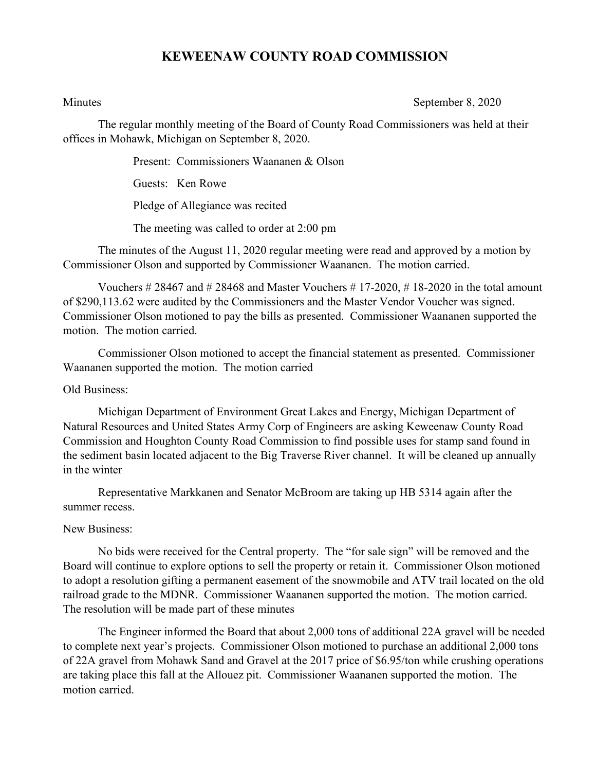# KEWEENAW COUNTY ROAD COMMISSION

Minutes September 8, 2020

The regular monthly meeting of the Board of County Road Commissioners was held at their offices in Mohawk, Michigan on September 8, 2020.

Present: Commissioners Waananen & Olson

Guests: Ken Rowe

Pledge of Allegiance was recited

The meeting was called to order at 2:00 pm

The minutes of the August 11, 2020 regular meeting were read and approved by a motion by Commissioner Olson and supported by Commissioner Waananen. The motion carried.

Vouchers # 28467 and # 28468 and Master Vouchers # 17-2020, # 18-2020 in the total amount of $290,113.62 were audited by the Commissioners and the Master Vendor Voucher was signed. Commissioner Olson motioned to pay the bills as presented. Commissioner Waananen supported the motion. The motion carried.

Commissioner Olson motioned to accept the financial statement as presented. Commissioner Waananen supported the motion. The motion carried

Old Business:

Michigan Department of Environment Great Lakes and Energy, Michigan Department of Natural Resources and United States Army Corp of Engineers are asking Keweenaw County Road Commission and Houghton County Road Commission to find possible uses for stamp sand found in the sediment basin located adjacent to the Big Traverse River channel. It will be cleaned up annually in the winter

Representative Markkanen and Senator McBroom are taking up HB 5314 again after the summer recess.

New Business:

No bids were received for the Central property. The "for sale sign" will be removed and the Board will continue to explore options to sell the property or retain it. Commissioner Olson motioned to adopt a resolution gifting a permanent easement of the snowmobile and ATV trail located on the old railroad grade to the MDNR. Commissioner Waananen supported the motion. The motion carried. The resolution will be made part of these minutes

The Engineer informed the Board that about 2,000 tons of additional 22A gravel will be needed to complete next year's projects. Commissioner Olson motioned to purchase an additional 2,000 tons of 22A gravel from Mohawk Sand and Gravel at the 2017 price of $6.95/ton while crushing operations are taking place this fall at the Allouez pit. Commissioner Waananen supported the motion. The motion carried.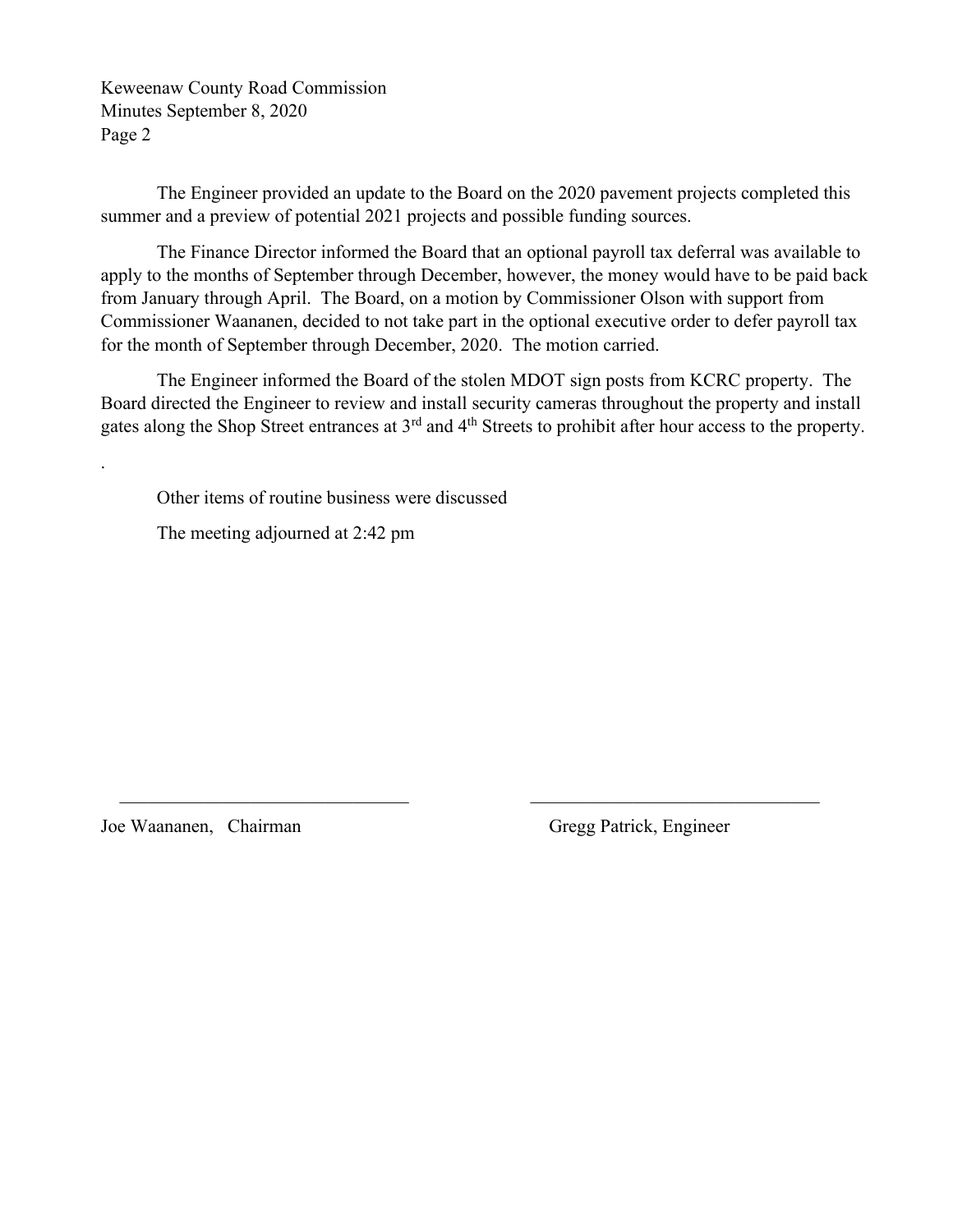The Engineer provided an update to the Board on the 2020 pavement projects completed this summer and a preview of potential 2021 projects and possible funding sources.

The Finance Director informed the Board that an optional payroll tax deferral was available to apply to the months of September through December, however, the money would have to be paid back from January through April. The Board, on a motion by Commissioner Olson with support from Commissioner Waananen, decided to not take part in the optional executive order to defer payroll tax for the month of September through December, 2020. The motion carried.

The Engineer informed the Board of the stolen MDOT sign posts from KCRC property. The Board directed the Engineer to review and install security cameras throughout the property and install gates along the Shop Street entrances at 3rd and 4th Streets to prohibit after hour access to the property.

.

Other items of routine business were discussed

The meeting adjourned at 2:42 pm

\_\_\_\_\_\_\_\_\_\_\_\_\_\_\_\_\_\_\_\_\_\_\_\_\_\_\_\_\_\_\_\_ \_\_\_\_\_\_\_\_\_\_\_\_\_\_\_\_\_\_\_\_\_\_\_\_\_\_\_\_\_\_\_\_

Joe Waananen, Chairman Gregg Patrick, Engineer